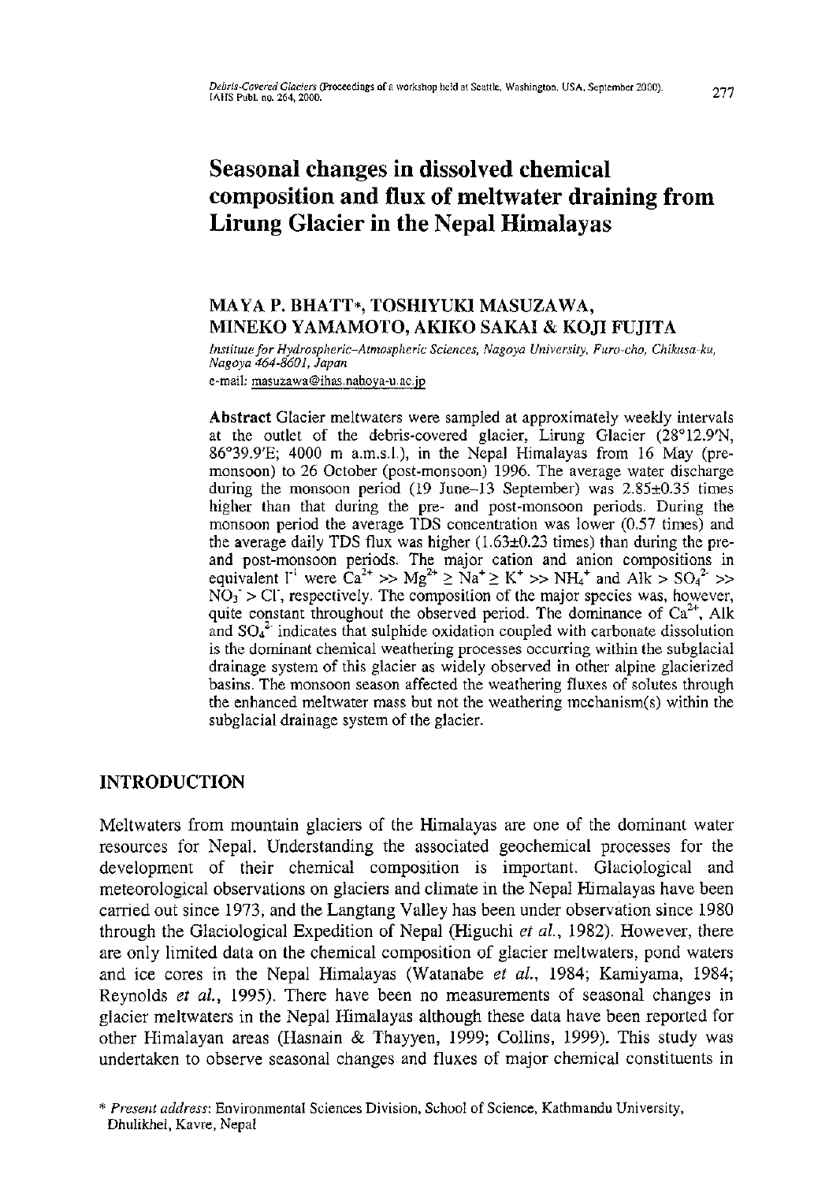# Seasonal changes in dissolved chemical composition and flux of meltwater draining from Lirung Glacier in the Nepal Himalayas

**MAYA P. BHATT\*, TOSHIYUKI MASUZAWA, MINEKO YAMAMOTO, AKIKO SAKAI & KOJI FUJITA**

*Institute for Hydrospheric–Atmospheric Sciences, Nagoya University, Furo-cho, Chikusa-ku, Nagoya 464-8601, Japan*

e-mail: masuzawa@ihas.naboya-u.ac.jp

**Abstract** Glacier meltwaters were sampled at approximately weekly intervals at the outlet of the debris-covered glacier, Lirung Glacier (28°12.9'N, 86°39.9'E; 4000 m a.m.s.l.), in the Nepal Himalayas from 16 May (pre-monsoon) to 26 October (post-monsoon) 1996. The average water discharge during the monsoon period (19 June–13 September) was 2.85±0.35 times higher than that during the pre- and post-monsoon periods. During the monsoon period the average TDS concentration was lower (0.57 times) and the average daily TDS flux was higher (1.63±0.23 times) than during the pre- and post-monsoon periods. The major cation and anion compositions in equivalent $l^{-1}$ were $Ca^{2+} >> Mg^{2+} \geq Na^{+} \geq K^{+} >> NH_4^{+}$ and Alk > $SO_4^{2-} >> NO_3^{-} > Cl^{-}$, respectively. The composition of the major species was, however, quite constant throughout the observed period. The dominance of $Ca^{2+}$, Alk and $SO_4^{2-}$ indicates that sulphide oxidation coupled with carbonate dissolution is the dominant chemical weathering processes occurring within the subglacial drainage system of this glacier as widely observed in other alpine glacierized basins. The monsoon season affected the weathering fluxes of solutes through the enhanced meltwater mass but not the weathering mechanism(s) within the subglacial drainage system of the glacier.

## INTRODUCTION

Meltwaters from mountain glaciers of the Himalayas are one of the dominant water resources for Nepal. Understanding the associated geochemical processes for the development of their chemical composition is important. Glaciological and meteorological observations on glaciers and climate in the Nepal Himalayas have been carried out since 1973, and the Langtang Valley has been under observation since 1980 through the Glaciological Expedition of Nepal (Higuchi *et al.*, 1982). However, there are only limited data on the chemical composition of glacier meltwaters, pond waters and ice cores in the Nepal Himalayas (Watanabe *et al.*, 1984; Kamiyama, 1984; Reynolds *et al.*, 1995). There have been no measurements of seasonal changes in glacier meltwaters in the Nepal Himalayas although these data have been reported for other Himalayan areas (Hasnain & Thayyen, 1999; Collins, 1999). This study was undertaken to observe seasonal changes and fluxes of major chemical constituents in

\* *Present address*: Environmental Sciences Division, School of Science, Kathmandu University, Dhulikhel, Kavre, Nepal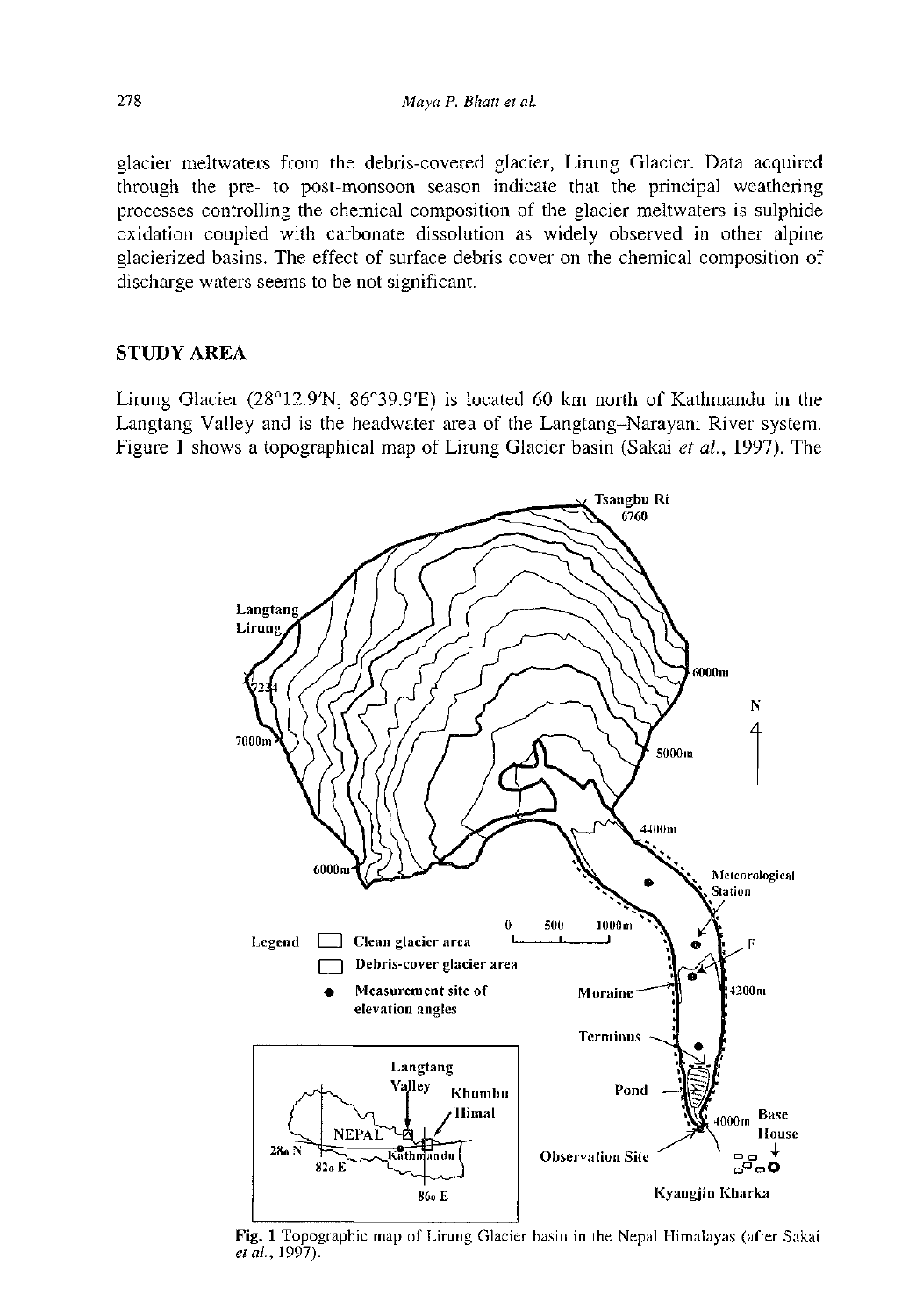glacier meltwaters from the debris-covered glacier, Lirung Glacier. Data acquired through the pre- to post-monsoon season indicate that the principal weathering processes controlling the chemical composition of the glacier meltwaters is sulphide oxidation coupled with carbonate dissolution as widely observed in other alpine glacierized basins. The effect of surface debris cover on the chemical composition of discharge waters seems to be not significant.

## STUDY AREA

Lirung Glacier (28°12.9′N, 86°39.9′E) is located 60 km north of Kathmandu in the Langtang Valley and is the headwater area of the Langtang–Narayani River system. Figure 1 shows a topographical map of Lirung Glacier basin (Sakai *et al.*, 1997). The

**Fig. 1** Topographic map of Lirung Glacier basin in the Nepal Himalayas (after Sakai *et al.*, 1997).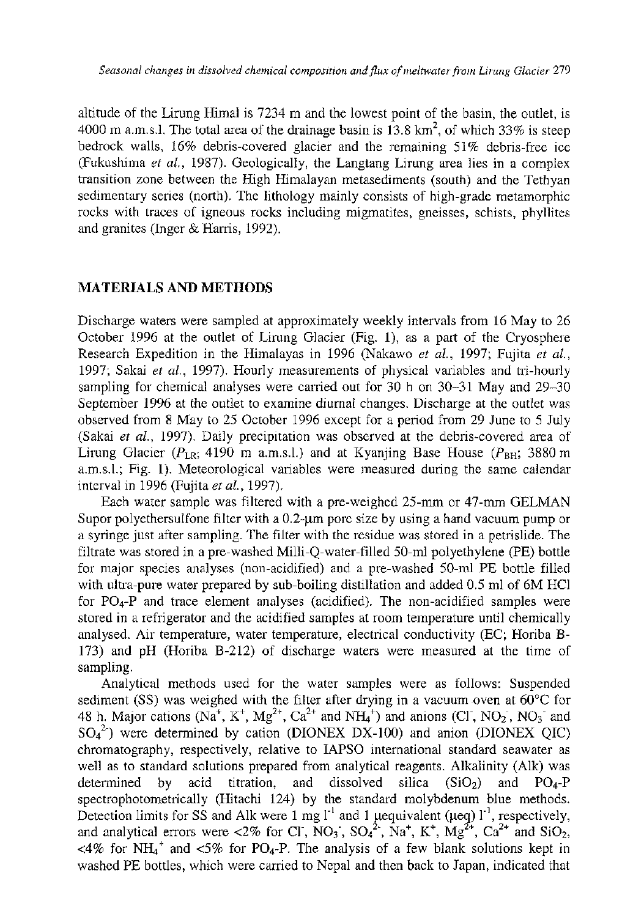altitude of the Lirung Himal is 7234 m and the lowest point of the basin, the outlet, is 4000 m a.m.s.l. The total area of the drainage basin is 13.8 $km^2$, of which 33% is steep bedrock walls, 16% debris-covered glacier and the remaining 51% debris-free ice (Fukushima *et al.*, 1987). Geologically, the Langtang Lirung area lies in a complex transition zone between the High Himalayan metasediments (south) and the Tethyan sedimentary series (north). The lithology mainly consists of high-grade metamorphic rocks with traces of igneous rocks including migmatites, gneisses, schists, phyllites and granites (Inger & Harris, 1992).

## MATERIALS AND METHODS

Discharge waters were sampled at approximately weekly intervals from 16 May to 26 October 1996 at the outlet of Lirung Glacier (Fig. 1), as a part of the Cryosphere Research Expedition in the Himalayas in 1996 (Nakawo *et al.*, 1997; Fujita *et al.*, 1997; Sakai *et al.*, 1997). Hourly measurements of physical variables and tri-hourly sampling for chemical analyses were carried out for 30 h on 30–31 May and 29–30 September 1996 at the outlet to examine diurnal changes. Discharge at the outlet was observed from 8 May to 25 October 1996 except for a period from 29 June to 5 July (Sakai *et al.*, 1997). Daily precipitation was observed at the debris-covered area of Lirung Glacier ($P_{LR}$; 4190 m a.m.s.l.) and at Kyanjing Base House ($P_{BH}$; 3880 m a.m.s.l.; Fig. 1). Meteorological variables were measured during the same calendar interval in 1996 (Fujita *et al.*, 1997).

Each water sample was filtered with a pre-weighed 25-mm or 47-mm GELMAN Supor polyethersulfone filter with a 0.2-μm pore size by using a hand vacuum pump or a syringe just after sampling. The filter with the residue was stored in a petrislide. The filtrate was stored in a pre-washed Milli-Q-water-filled 50-ml polyethylene (PE) bottle for major species analyses (non-acidified) and a pre-washed 50-ml PE bottle filled with ultra-pure water prepared by sub-boiling distillation and added 0.5 ml of 6M HCl for $PO_4$-P and trace element analyses (acidified). The non-acidified samples were stored in a refrigerator and the acidified samples at room temperature until chemically analysed. Air temperature, water temperature, electrical conductivity (EC; Horiba B-173) and pH (Horiba B-212) of discharge waters were measured at the time of sampling.

Analytical methods used for the water samples were as follows: Suspended sediment (SS) was weighed with the filter after drying in a vacuum oven at 60°C for 48 h. Major cations ($Na^+$, $K^+$, $Mg^{2+}$, $Ca^{2+}$ and $NH_4^+$) and anions ($Cl^-$, $NO_2^-$, $NO_3^-$ and $SO_4^{2-}$) were determined by cation (DIONEX DX-100) and anion (DIONEX QIC) chromatography, respectively, relative to IAPSO international standard seawater as well as to standard solutions prepared from analytical reagents. Alkalinity (Alk) was determined by acid titration, and dissolved silica ($SiO_2$) and $PO_4$-P spectrophotometrically (Hitachi 124) by the standard molybdenum blue methods. Detection limits for SS and Alk were 1 mg $l^{-1}$ and 1 μequivalent (μeq) $l^{-1}$, respectively, and analytical errors were <2% for $Cl^-$, $NO_3^-$, $SO_4^{2-}$, $Na^+$, $K^+$, $Mg^{2+}$, $Ca^{2+}$ and $SiO_2$, <4% for $NH_4^+$ and <5% for $PO_4$-P. The analysis of a few blank solutions kept in washed PE bottles, which were carried to Nepal and then back to Japan, indicated that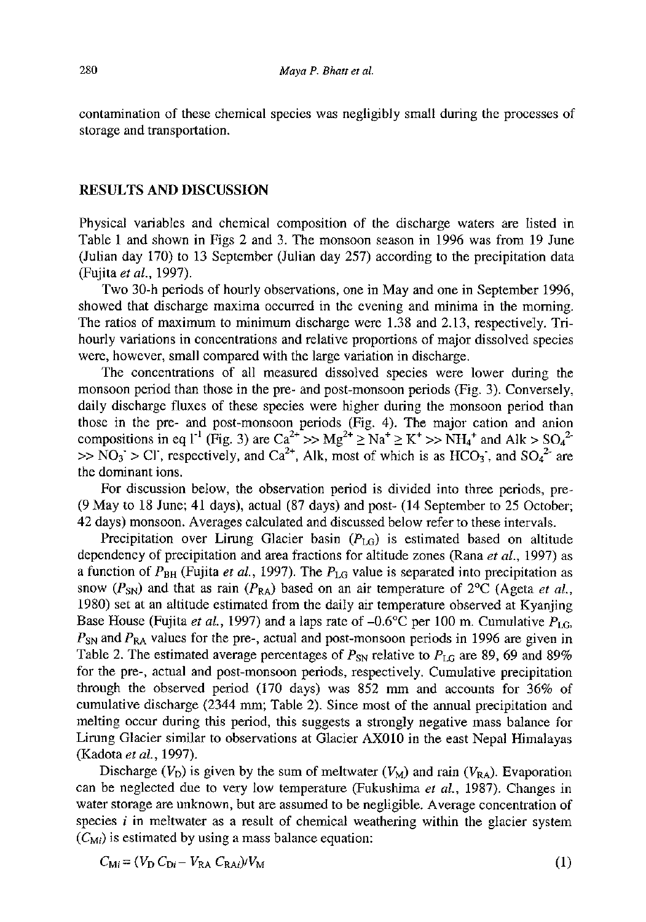contamination of these chemical species was negligibly small during the processes of storage and transportation.

## RESULTS AND DISCUSSION

Physical variables and chemical composition of the discharge waters are listed in Table 1 and shown in Figs 2 and 3. The monsoon season in 1996 was from 19 June (Julian day 170) to 13 September (Julian day 257) according to the precipitation data (Fujita *et al.*, 1997).

Two 30-h periods of hourly observations, one in May and one in September 1996, showed that discharge maxima occurred in the evening and minima in the morning. The ratios of maximum to minimum discharge were 1.38 and 2.13, respectively. Tri-hourly variations in concentrations and relative proportions of major dissolved species were, however, small compared with the large variation in discharge.

The concentrations of all measured dissolved species were lower during the monsoon period than those in the pre- and post-monsoon periods (Fig. 3). Conversely, daily discharge fluxes of these species were higher during the monsoon period than those in the pre- and post-monsoon periods (Fig. 4). The major cation and anion compositions in eq $l^{-1}$ (Fig. 3) are $Ca^{2+} >> Mg^{2+} \geq Na^{+} \geq K^{+} >> NH_4^{+}$ and Alk $> SO_4^{2-} >> NO_3^{-} > Cl^{-}$, respectively, and $Ca^{2+}$, Alk, most of which is as $HCO_3^{-}$, and $SO_4^{2-}$ are the dominant ions.

For discussion below, the observation period is divided into three periods, pre- (9 May to 18 June; 41 days), actual (87 days) and post- (14 September to 25 October; 42 days) monsoon. Averages calculated and discussed below refer to these intervals.

Precipitation over Lirung Glacier basin ($P_{LG}$) is estimated based on altitude dependency of precipitation and area fractions for altitude zones (Rana *et al.*, 1997) as a function of $P_{BH}$ (Fujita *et al.*, 1997). The $P_{LG}$ value is separated into precipitation as snow ($P_{SN}$) and that as rain ($P_{RA}$) based on an air temperature of 2°C (Ageta *et al.*, 1980) set at an altitude estimated from the daily air temperature observed at Kyanjing Base House (Fujita *et al.*, 1997) and a laps rate of −0.6°C per 100 m. Cumulative $P_{LG}$, $P_{SN}$ and $P_{RA}$ values for the pre-, actual and post-monsoon periods in 1996 are given in Table 2. The estimated average percentages of $P_{SN}$ relative to $P_{LG}$ are 89, 69 and 89% for the pre-, actual and post-monsoon periods, respectively. Cumulative precipitation through the observed period (170 days) was 852 mm and accounts for 36% of cumulative discharge (2344 mm; Table 2). Since most of the annual precipitation and melting occur during this period, this suggests a strongly negative mass balance for Lirung Glacier similar to observations at Glacier AX010 in the east Nepal Himalayas (Kadota *et al.*, 1997).

Discharge ($V_D$) is given by the sum of meltwater ($V_M$) and rain ($V_{RA}$). Evaporation can be neglected due to very low temperature (Fukushima *et al.*, 1987). Changes in water storage are unknown, but are assumed to be negligible. Average concentration of species $i$ in meltwater as a result of chemical weathering within the glacier system ($C_{Mi}$) is estimated by using a mass balance equation:

$$C_{Mi} = (V_D C_{Di} - V_{RA} C_{RAi})/V_M \tag{1}$$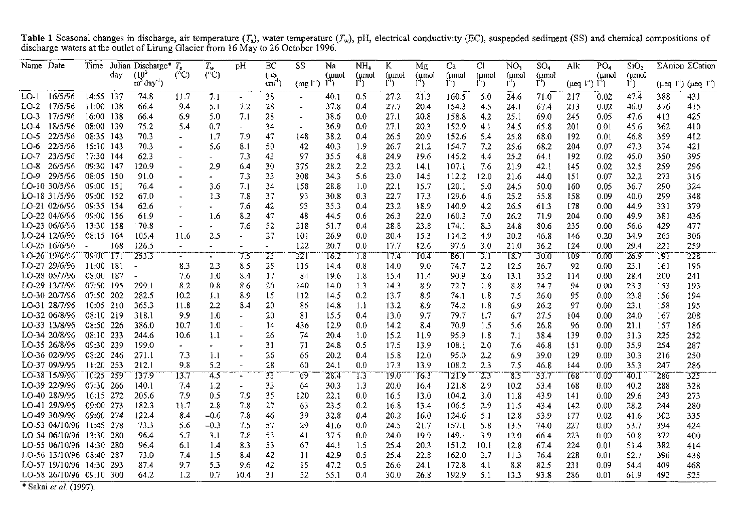**Table 1** Seasonal changes in discharge, air temperature ($T_a$), water temperature ($T_w$), pH, electrical conductivity (EC), suspended sediment (SS) and chemical compositions of discharge waters at the outlet of Lirung Glacier from 16 May to 26 October 1996.

| Name | Date | Time | Julian day | Discharge* ($10^3$ $m^3 day^{-1}$) | $T_a$ (°C) | $T_w$ (°C) | pH | EC (μS $cm^{-1}$) | SS (mg $l^{-1}$) | Na (μmol $l^{-1}$) | $NH_4$ (μmol $l^{-1}$) | K (μmol $l^{-1}$) | Mg (μmol $l^{-1}$) | Ca (μmol $l^{-1}$) | Cl (μmol $l^{-1}$) | $NO_3$ (μmol $l^{-1}$) | $SO_4$ (μmol $l^{-1}$) | Alk (μeq $l^{-1}$) | $PO_4$ (μmol $l^{-1}$) | $SiO_2$ (μmol $l^{-1}$) | ΣAnion (μeq $l^{-1}$) | ΣCation (μeq $l^{-1}$) |
|---|---|---|---|---|---|---|---|---|---|---|---|---|---|---|---|---|---|---|---|---|---|---|
| LO-1 | 16/5/96 | 14:55 | 137 | 74.8 | 11.7 | 7.1 | - | 38 | - | 40.1 | 0.5 | 27.2 | 21.3 | 160.5 | 5.0 | 24.6 | 71.0 | 217 | 0.02 | 47.4 | 388 | 431 |
| LO-2 | 17/5/96 | 11:00 | 138 | 66.4 | 9.4 | 5.1 | 7.2 | 28 | - | 37.8 | 0.4 | 27.7 | 20.4 | 154.3 | 4.5 | 24.1 | 67.4 | 213 | 0.02 | 46.0 | 376 | 415 |
| LO-3 | 17/5/96 | 16:00 | 138 | 66.4 | 6.9 | 5.0 | 7.1 | 28 | - | 38.6 | 0.0 | 27.1 | 20.8 | 158.8 | 4.2 | 25.1 | 69.0 | 245 | 0.05 | 47.6 | 413 | 425 |
| LO-4 | 18/5/96 | 08:00 | 139 | 75.2 | 5.4 | 0.7 | - | 34 | - | 36.9 | 0.0 | 27.1 | 20.3 | 152.9 | 4.1 | 24.5 | 65.8 | 201 | 0.01 | 45.6 | 362 | 410 |
| LO-5 | 22/5/96 | 08:35 | 143 | 70.3 | - | 1.7 | 7.9 | 47 | 148 | 38.2 | 0.4 | 26.5 | 20.9 | 152.6 | 5.4 | 25.8 | 68.0 | 192 | 0.01 | 46.8 | 359 | 412 |
| LO-6 | 22/5/96 | 15:10 | 143 | 70.3 | - | 5.6 | 8.1 | 50 | 42 | 40.3 | 1.9 | 26.7 | 21.2 | 154.7 | 7.2 | 25.6 | 68.2 | 204 | 0.07 | 47.3 | 374 | 421 |
| LO-7 | 23/5/96 | 17:30 | 144 | 62.3 | - | - | 7.3 | 43 | 97 | 35.5 | 4.8 | 24.9 | 19.6 | 145.2 | 4.4 | 25.2 | 64.1 | 192 | 0.02 | 45.0 | 350 | 395 |
| LO-8 | 26/5/96 | 09:30 | 147 | 120.9 | - | 2.9 | 6.4 | 30 | 375 | 28.2 | 2.2 | 23.2 | 14.1 | 107.1 | 7.6 | 21.9 | 42.1 | 145 | 0.02 | 32.5 | 259 | 296 |
| LO-9 | 29/5/96 | 08:05 | 150 | 91.0 | - | - | 7.3 | 33 | 308 | 34.3 | 5.6 | 23.0 | 14.5 | 112.2 | 12.0 | 21.6 | 44.0 | 151 | 0.07 | 32.2 | 273 | 316 |
| LO-10 | 30/5/96 | 09:00 | 151 | 76.4 | - | 3.6 | 7.1 | 34 | 158 | 28.8 | 1.0 | 22.1 | 15.7 | 120.1 | 5.0 | 24.5 | 50.0 | 160 | 0.05 | 36.7 | 290 | 324 |
| LO-18 | 31/5/96 | 09:00 | 152 | 67.0 | - | 1.3 | 7.8 | 37 | 93 | 30.8 | 0.3 | 22.7 | 17.3 | 129.6 | 4.6 | 25.2 | 55.8 | 158 | 0.09 | 40.0 | 299 | 348 |
| LO-21 | 02/6/96 | 09:35 | 154 | 62.6 | - | - | 7.6 | 42 | 93 | 35.3 | 0.4 | 23.2 | 18.9 | 140.9 | 4.2 | 26.5 | 61.3 | 178 | 0.00 | 44.9 | 331 | 379 |
| LO-22 | 04/6/96 | 09:00 | 156 | 61.9 | - | 1.6 | 8.2 | 47 | 48 | 44.5 | 0.6 | 26.3 | 22.0 | 160.3 | 7.0 | 26.2 | 71.9 | 204 | 0.00 | 49.9 | 381 | 436 |
| LO-23 | 06/6/96 | 13:30 | 158 | 70.8 | - | - | 7.6 | 52 | 218 | 51.7 | 0.4 | 28.8 | 23.8 | 174.1 | 8.3 | 24.8 | 80.6 | 235 | 0.00 | 56.6 | 429 | 477 |
| LO-24 | 12/6/96 | 08:15 | 164 | 105.4 | 11.6 | 2.5 | - | 27 | 101 | 26.9 | 0.0 | 20.4 | 15.3 | 114.2 | 4.9 | 20.2 | 46.8 | 146 | 0.20 | 34.9 | 265 | 306 |
| LO-25 | 16/6/96 | - | 168 | 126.5 | - | - | - | - | 122 | 20.7 | 0.0 | 17.7 | 12.6 | 97.6 | 3.0 | 21.0 | 36.2 | 124 | 0.00 | 29.4 | 221 | 259 |
| LO-26 | 19/6/96 | 09:00 | 171 | 253.3 | - | - | 7.5 | 23 | 321 | 16.2 | 1.8 | 17.4 | 10.4 | 86.1 | 3.1 | 18.7 | 30.0 | 109 | 0.00 | 26.9 | 191 | 228 |
| LO-27 | 29/6/96 | 11:00 | 181 | - | 8.3 | 2.3 | 8.5 | 25 | 115 | 14.4 | 0.8 | 14.0 | 9.0 | 74.7 | 2.2 | 12.5 | 26.7 | 92 | 0.00 | 23.1 | 161 | 196 |
| LO-28 | 05/7/96 | 08:00 | 187 | - | 7.6 | 1.0 | 8.4 | 17 | 84 | 19.6 | 1.8 | 15.4 | 11.4 | 90.9 | 2.6 | 13.1 | 35.2 | 114 | 0.00 | 28.4 | 200 | 241 |
| LO-29 | 13/7/96 | 07:50 | 195 | 299.1 | 8.2 | 0.8 | 8.6 | 20 | 140 | 14.0 | 1.3 | 14.3 | 8.9 | 72.7 | 1.8 | 8.8 | 24.7 | 94 | 0.00 | 23.3 | 153 | 193 |
| LO-30 | 20/7/96 | 07:50 | 202 | 282.5 | 10.2 | 1.1 | 8.9 | 15 | 112 | 14.5 | 0.2 | 13.7 | 8.9 | 74.1 | 1.8 | 7.5 | 26.0 | 95 | 0.00 | 23.8 | 156 | 194 |
| LO-31 | 28/7/96 | 10:05 | 210 | 365.3 | 11.8 | 2.2 | 8.4 | 20 | 86 | 14.8 | 1.1 | 13.2 | 8.9 | 74.2 | 1.8 | 6.9 | 26.2 | 97 | 0.00 | 23.1 | 158 | 195 |
| LO-32 | 06/8/96 | 08:10 | 219 | 318.1 | 9.9 | 1.0 | - | 20 | 81 | 15.5 | 0.4 | 13.0 | 9.7 | 79.7 | 1.7 | 6.7 | 27.5 | 104 | 0.00 | 24.0 | 167 | 208 |
| LO-33 | 13/8/96 | 08:50 | 226 | 386.0 | 10.7 | 1.0 | - | 14 | 436 | 12.9 | 0.0 | 14.2 | 8.4 | 70.9 | 1.5 | 5.6 | 26.8 | 96 | 0.00 | 21.1 | 157 | 186 |
| LO-34 | 20/8/96 | 08:10 | 233 | 244.6 | 10.6 | 1.1 | - | 26 | 74 | 20.4 | 1.0 | 15.2 | 11.9 | 95.9 | 1.8 | 7.1 | 38.4 | 139 | 0.00 | 31.3 | 225 | 252 |
| LO-35 | 26/8/96 | 09:30 | 239 | 199.0 | - | - | - | 31 | 71 | 24.8 | 0.5 | 17.5 | 13.9 | 108.1 | 2.0 | 7.6 | 46.8 | 151 | 0.00 | 35.9 | 254 | 287 |
| LO-36 | 02/9/96 | 08:20 | 246 | 271.1 | 7.3 | 1.1 | - | 26 | 66 | 20.2 | 0.4 | 15.8 | 12.0 | 95.0 | 2.2 | 6.9 | 39.0 | 129 | 0.00 | 30.3 | 216 | 250 |
| LO-37 | 09/9/96 | 11:20 | 253 | 212.1 | 9.8 | 5.2 | - | 28 | 60 | 24.1 | 0.0 | 17.3 | 13.9 | 108.2 | 2.3 | 7.5 | 46.8 | 144 | 0.00 | 35.3 | 247 | 286 |
| LO-38 | 15/9/96 | 10:25 | 259 | 137.9 | 13.7 | 4.5 | - | 33 | 69 | 28.4 | 1.3 | 19.0 | 16.3 | 121.9 | 2.3 | 8.5 | 53.7 | 168 | 0.00 | 40.1 | 286 | 325 |
| LO-39 | 22/9/96 | 07:30 | 266 | 140.1 | 7.4 | 1.2 | - | 33 | 64 | 30.3 | 1.3 | 20.0 | 16.4 | 121.8 | 2.9 | 10.2 | 53.4 | 168 | 0.00 | 40.2 | 288 | 328 |
| LO-40 | 28/9/96 | 16:15 | 272 | 205.6 | 7.9 | 0.5 | 7.9 | 35 | 120 | 22.1 | 0.0 | 16.5 | 13.0 | 104.2 | 3.0 | 11.8 | 43.9 | 141 | 0.00 | 29.6 | 243 | 273 |
| LO-41 | 29/9/96 | 09:00 | 273 | 182.3 | 11.7 | 2.8 | 7.8 | 27 | 63 | 23.5 | 0.2 | 16.8 | 13.4 | 106.5 | 2.9 | 11.5 | 43.4 | 142 | 0.00 | 28.2 | 244 | 280 |
| LO-49 | 30/9/96 | 09:00 | 274 | 122.4 | 8.4 | −0.6 | 7.8 | 46 | 39 | 32.8 | 0.4 | 20.2 | 16.0 | 124.6 | 5.1 | 12.8 | 53.9 | 177 | 0.02 | 41.6 | 302 | 335 |
| LO-53 | 04/10/96 | 11:45 | 278 | 73.3 | 5.6 | −0.3 | 7.5 | 57 | 29 | 41.6 | 0.0 | 24.5 | 21.7 | 157.1 | 5.8 | 13.5 | 74.0 | 227 | 0.00 | 53.7 | 394 | 424 |
| LO-54 | 06/10/96 | 13:30 | 280 | 96.4 | 5.7 | 3.1 | 7.8 | 53 | 41 | 37.5 | 0.0 | 24.0 | 19.9 | 149.1 | 3.9 | 12.0 | 66.4 | 223 | 0.00 | 50.8 | 372 | 400 |
| LO-55 | 06/10/96 | 14:30 | 280 | 96.4 | 6.1 | 1.4 | 8.3 | 53 | 67 | 44.1 | 1.5 | 25.4 | 20.3 | 151.2 | 10.1 | 12.8 | 67.4 | 224 | 0.01 | 51.4 | 382 | 414 |
| LO-56 | 13/10/96 | 08:40 | 287 | 73.0 | 7.4 | 1.5 | 8.4 | 42 | 11 | 42.9 | 0.5 | 25.4 | 22.8 | 162.0 | 3.7 | 11.3 | 76.4 | 228 | 0.01 | 52.7 | 396 | 438 |
| LO-57 | 19/10/96 | 14:30 | 293 | 87.4 | 9.7 | 5.3 | 9.6 | 42 | 15 | 47.2 | 0.5 | 26.6 | 24.1 | 172.8 | 4.1 | 8.8 | 82.5 | 231 | 0.09 | 54.4 | 409 | 468 |
| LO-58 | 26/10/96 | 09:10 | 300 | 64.2 | 1.2 | 0.7 | 10.4 | 31 | 52 | 55.1 | 0.4 | 30.0 | 26.8 | 192.9 | 5.1 | 13.3 | 93.8 | 286 | 0.01 | 61.9 | 492 | 525 |

\* Sakai *et al.* (1997).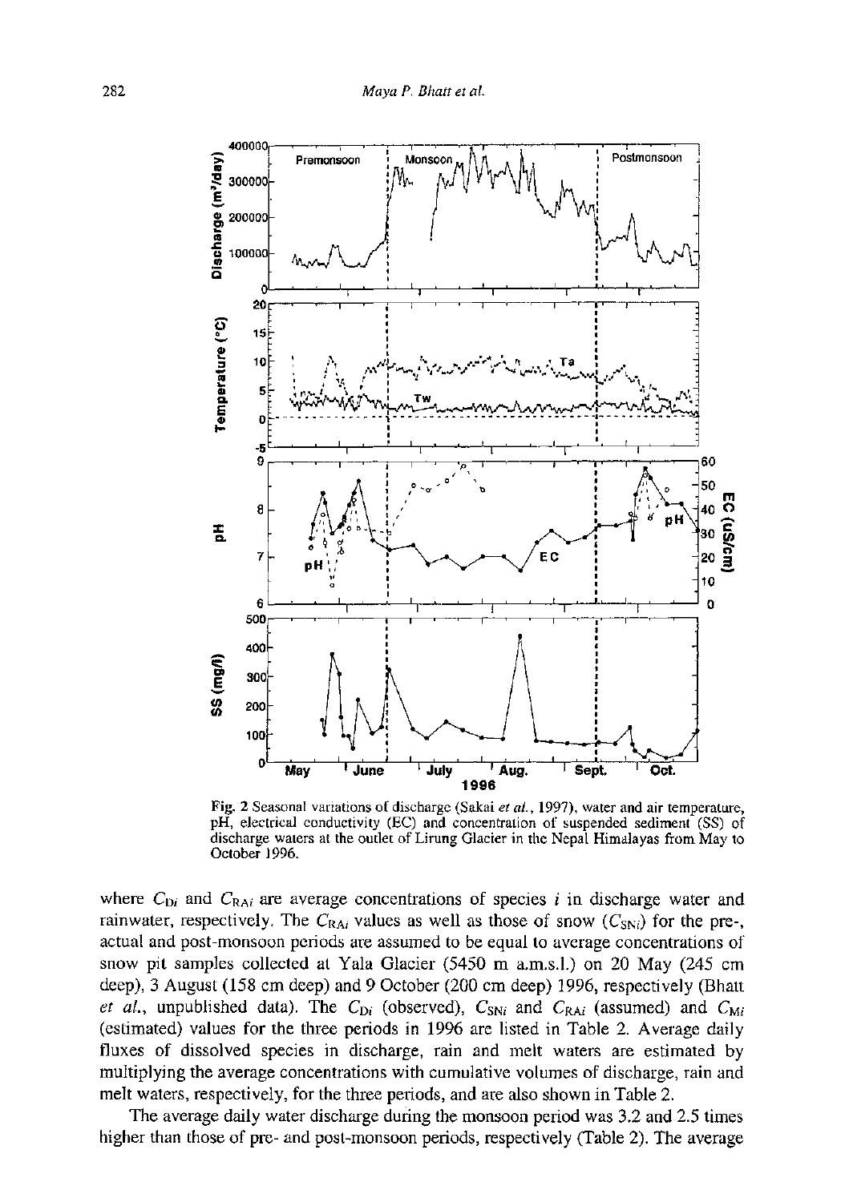Fig. 2 Seasonal variations of discharge (Sakai *et al.*, 1997), water and air temperature, pH, electrical conductivity (EC) and concentration of suspended sediment (SS) of discharge waters at the outlet of Lirung Glacier in the Nepal Himalayas from May to October 1996.

where $C_{Di}$ and $C_{RAi}$ are average concentrations of species $i$ in discharge water and rainwater, respectively. The $C_{RAi}$ values as well as those of snow ($C_{SNi}$) for the pre-, actual and post-monsoon periods are assumed to be equal to average concentrations of snow pit samples collected at Yala Glacier (5450 m a.m.s.l.) on 20 May (245 cm deep), 3 August (158 cm deep) and 9 October (200 cm deep) 1996, respectively (Bhatt *et al.*, unpublished data). The $C_{Di}$ (observed), $C_{SNi}$ and $C_{RAi}$ (assumed) and $C_{Mi}$ (estimated) values for the three periods in 1996 are listed in Table 2. Average daily fluxes of dissolved species in discharge, rain and melt waters are estimated by multiplying the average concentrations with cumulative volumes of discharge, rain and melt waters, respectively, for the three periods, and are also shown in Table 2.

The average daily water discharge during the monsoon period was 3.2 and 2.5 times higher than those of pre- and post-monsoon periods, respectively (Table 2). The average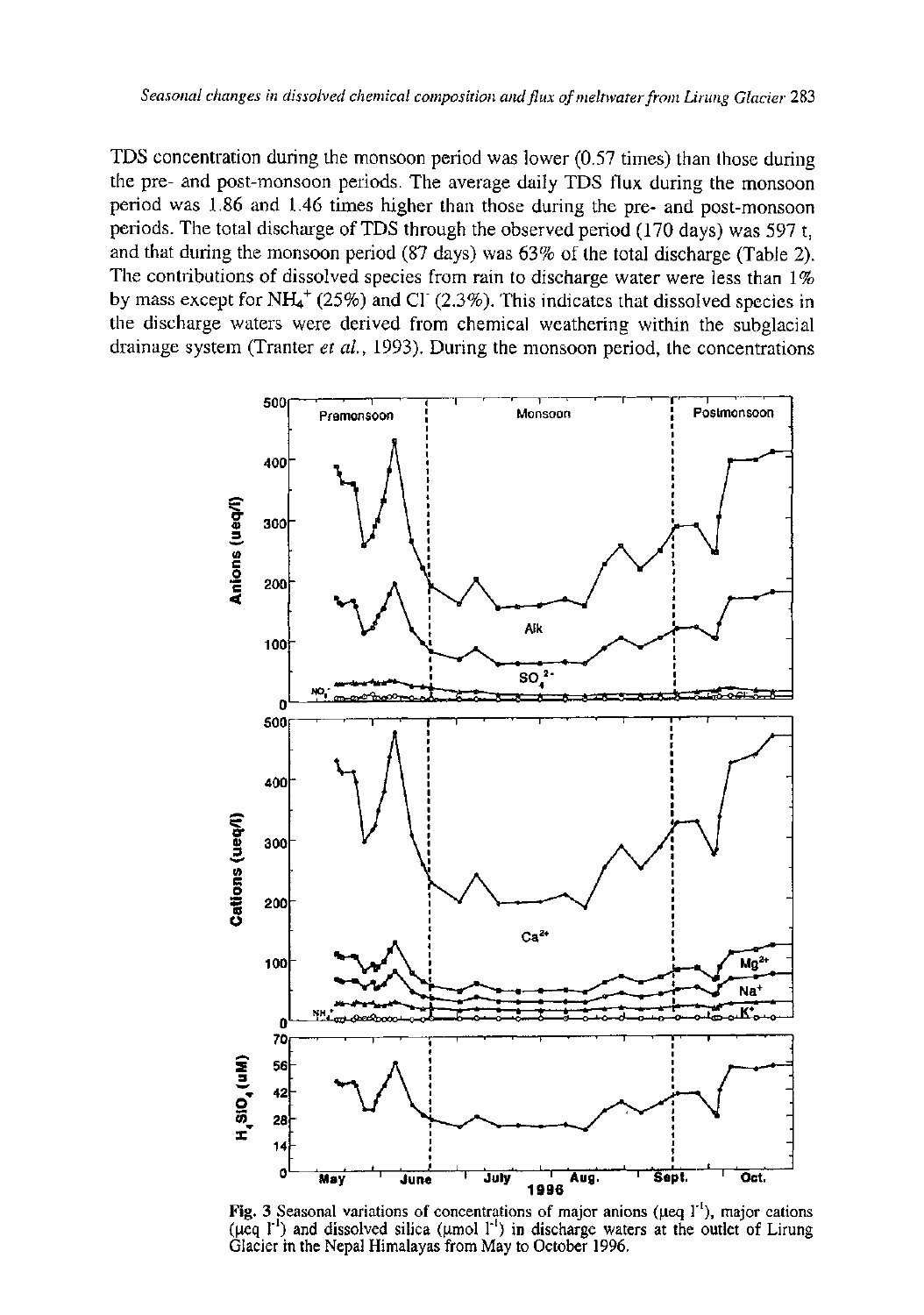TDS concentration during the monsoon period was lower (0.57 times) than those during the pre- and post-monsoon periods. The average daily TDS flux during the monsoon period was 1.86 and 1.46 times higher than those during the pre- and post-monsoon periods. The total discharge of TDS through the observed period (170 days) was 597 t, and that during the monsoon period (87 days) was 63% of the total discharge (Table 2). The contributions of dissolved species from rain to discharge water were less than 1% by mass except for $NH_4^+$ (25%) and $Cl^-$ (2.3%). This indicates that dissolved species in the discharge waters were derived from chemical weathering within the subglacial drainage system (Tranter *et al.*, 1993). During the monsoon period, the concentrations

**Fig. 3** Seasonal variations of concentrations of major anions (μeq $l^{-1}$), major cations (μeq $l^{-1}$) and dissolved silica (μmol $l^{-1}$) in discharge waters at the outlet of Lirung Glacier in the Nepal Himalayas from May to October 1996.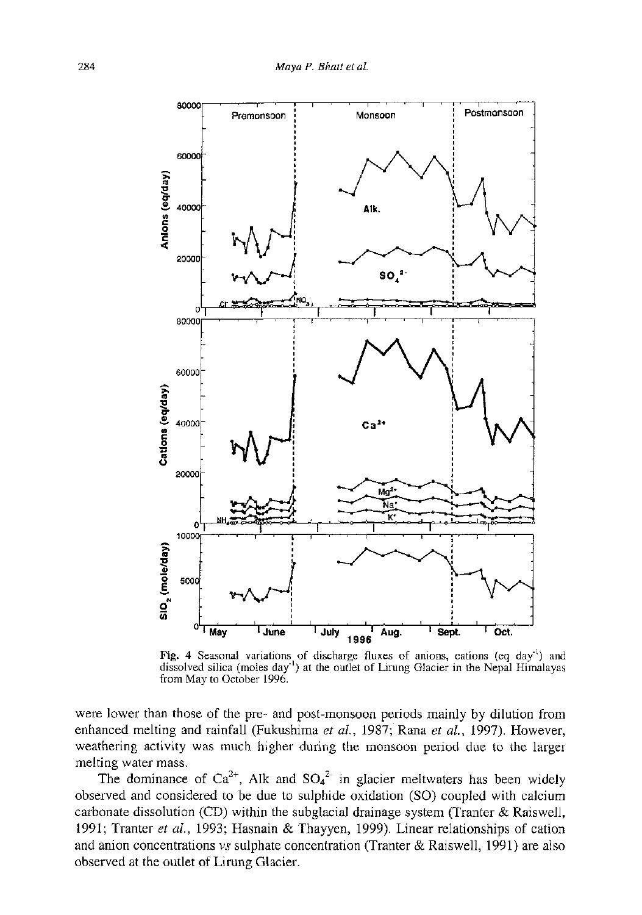Fig. 4 Seasonal variations of discharge fluxes of anions, cations (eq day$^{-1}$) and dissolved silica (moles day$^{-1}$) at the outlet of Lirung Glacier in the Nepal Himalayas from May to October 1996.

were lower than those of the pre- and post-monsoon periods mainly by dilution from enhanced melting and rainfall (Fukushima *et al.*, 1987; Rana *et al.*, 1997). However, weathering activity was much higher during the monsoon period due to the larger melting water mass.

The dominance of $Ca^{2+}$, Alk and $SO_4^{2-}$ in glacier meltwaters has been widely observed and considered to be due to sulphide oxidation (SO) coupled with calcium carbonate dissolution (CD) within the subglacial drainage system (Tranter & Raiswell, 1991; Tranter *et al.*, 1993; Hasnain & Thayyen, 1999). Linear relationships of cation and anion concentrations *vs* sulphate concentration (Tranter & Raiswell, 1991) are also observed at the outlet of Lirung Glacier.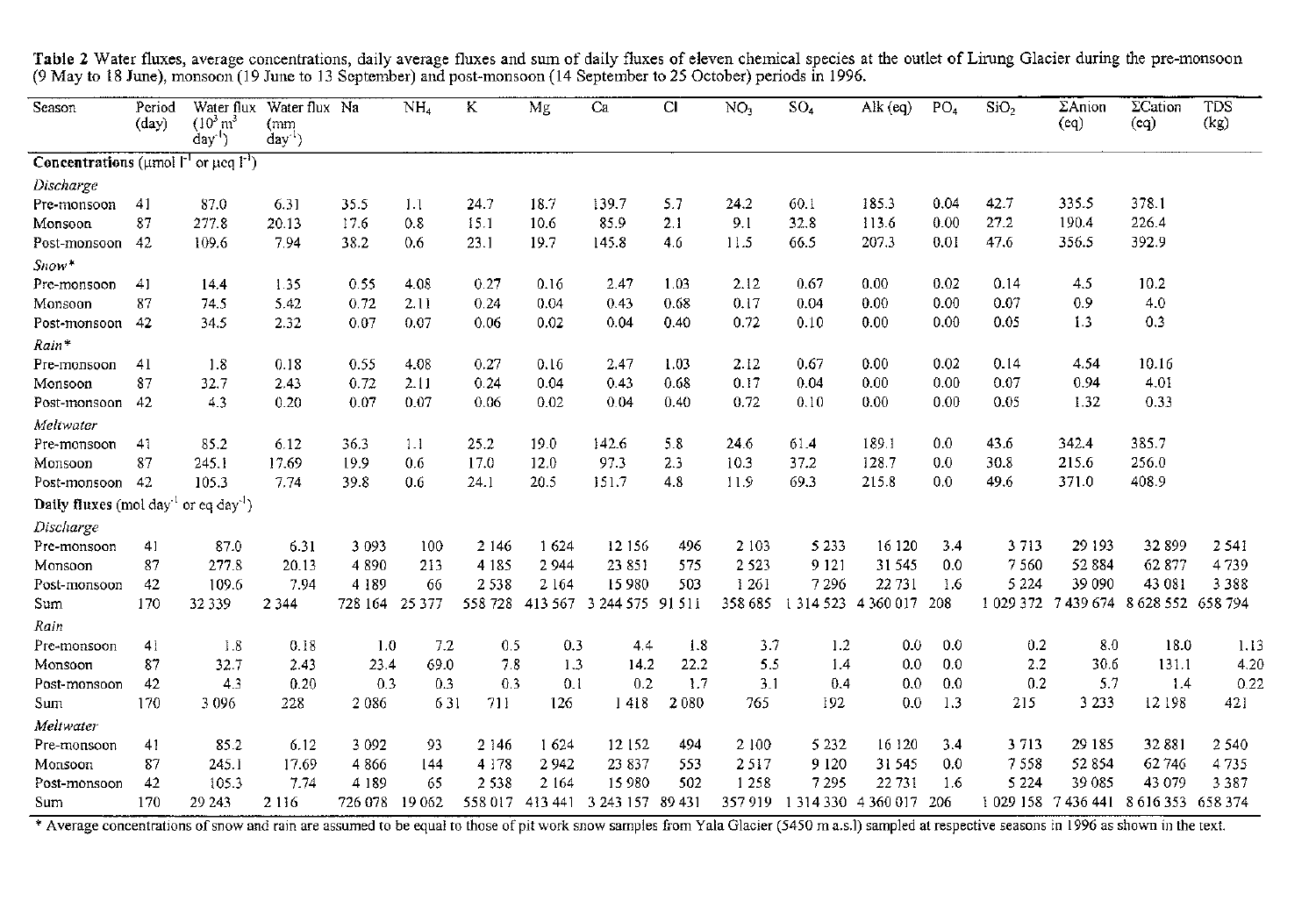**Table 2** Water fluxes, average concentrations, daily average fluxes and sum of daily fluxes of eleven chemical species at the outlet of Lirung Glacier during the pre-monsoon (9 May to 18 June), monsoon (19 June to 13 September) and post-monsoon (14 September to 25 October) periods in 1996.

| Season | Period (day) | Water flux ($10^3$ m$^3$ day$^{-1}$) | Water flux (mm day$^{-1}$) | Na | $NH_4$ | K | Mg | Ca | Cl | $NO_3$ | $SO_4$ | Alk (eq) | $PO_4$ | $SiO_2$ | ΣAnion (eq) | ΣCation (eq) | TDS (kg) |
|---|---|---|---|---|---|---|---|---|---|---|---|---|---|---|---|---|---|
| **Concentrations** (μmol l$^{-1}$ or μeq l$^{-1}$) | | | | | | | | | | | | | | | | | |
| *Discharge* | | | | | | | | | | | | | | | | | |
| Pre-monsoon | 41 | 87.0 | 6.31 | 35.5 | 1.1 | 24.7 | 18.7 | 139.7 | 5.7 | 24.2 | 60.1 | 185.3 | 0.04 | 42.7 | 335.5 | 378.1 | |
| Monsoon | 87 | 277.8 | 20.13 | 17.6 | 0.8 | 15.1 | 10.6 | 85.9 | 2.1 | 9.1 | 32.8 | 113.6 | 0.00 | 27.2 | 190.4 | 226.4 | |
| Post-monsoon | 42 | 109.6 | 7.94 | 38.2 | 0.6 | 23.1 | 19.7 | 145.8 | 4.6 | 11.5 | 66.5 | 207.3 | 0.01 | 47.6 | 356.5 | 392.9 | |
| *Snow\** | | | | | | | | | | | | | | | | | |
| Pre-monsoon | 41 | 14.4 | 1.35 | 0.55 | 4.08 | 0.27 | 0.16 | 2.47 | 1.03 | 2.12 | 0.67 | 0.00 | 0.02 | 0.14 | 4.5 | 10.2 | |
| Monsoon | 87 | 74.5 | 5.42 | 0.72 | 2.11 | 0.24 | 0.04 | 0.43 | 0.68 | 0.17 | 0.04 | 0.00 | 0.00 | 0.07 | 0.9 | 4.0 | |
| Post-monsoon | 42 | 34.5 | 2.32 | 0.07 | 0.07 | 0.06 | 0.02 | 0.04 | 0.40 | 0.72 | 0.10 | 0.00 | 0.00 | 0.05 | 1.3 | 0.3 | |
| *Rain\** | | | | | | | | | | | | | | | | | |
| Pre-monsoon | 41 | 1.8 | 0.18 | 0.55 | 4.08 | 0.27 | 0.16 | 2.47 | 1.03 | 2.12 | 0.67 | 0.00 | 0.02 | 0.14 | 4.54 | 10.16 | |
| Monsoon | 87 | 32.7 | 2.43 | 0.72 | 2.11 | 0.24 | 0.04 | 0.43 | 0.68 | 0.17 | 0.04 | 0.00 | 0.00 | 0.07 | 0.94 | 4.01 | |
| Post-monsoon | 42 | 4.3 | 0.20 | 0.07 | 0.07 | 0.06 | 0.02 | 0.04 | 0.40 | 0.72 | 0.10 | 0.00 | 0.00 | 0.05 | 1.32 | 0.33 | |
| *Meltwater* | | | | | | | | | | | | | | | | | |
| Pre-monsoon | 41 | 85.2 | 6.12 | 36.3 | 1.1 | 25.2 | 19.0 | 142.6 | 5.8 | 24.6 | 61.4 | 189.1 | 0.0 | 43.6 | 342.4 | 385.7 | |
| Monsoon | 87 | 245.1 | 17.69 | 19.9 | 0.6 | 17.0 | 12.0 | 97.3 | 2.3 | 10.3 | 37.2 | 128.7 | 0.0 | 30.8 | 215.6 | 256.0 | |
| Post-monsoon | 42 | 105.3 | 7.74 | 39.8 | 0.6 | 24.1 | 20.5 | 151.7 | 4.8 | 11.9 | 69.3 | 215.8 | 0.0 | 49.6 | 371.0 | 408.9 | |
| **Daily fluxes** (mol day$^{-1}$ or eq day$^{-1}$) | | | | | | | | | | | | | | | | | |
| *Discharge* | | | | | | | | | | | | | | | | | |
| Pre-monsoon | 41 | 87.0 | 6.31 | 3 093 | 100 | 2 146 | 1 624 | 12 156 | 496 | 2 103 | 5 233 | 16 120 | 3.4 | 3 713 | 29 193 | 32 899 | 2 541 |
| Monsoon | 87 | 277.8 | 20.13 | 4 890 | 213 | 4 185 | 2 944 | 23 851 | 575 | 2 523 | 9 121 | 31 545 | 0.0 | 7 560 | 52 884 | 62 877 | 4 739 |
| Post-monsoon | 42 | 109.6 | 7.94 | 4 189 | 66 | 2 538 | 2 164 | 15 980 | 503 | 1 261 | 7 296 | 22 731 | 1.6 | 5 224 | 39 090 | 43 081 | 3 388 |
| Sum | 170 | 32 339 | 2 344 | 728 164 | 25 377 | 558 728 | 413 567 | 3 244 575 | 91 511 | 358 685 | 1 314 523 | 4 360 017 | 208 | 1 029 372 | 7 439 674 | 8 628 552 | 658 794 |
| *Rain* | | | | | | | | | | | | | | | | | |
| Pre-monsoon | 41 | 1.8 | 0.18 | 1.0 | 7.2 | 0.5 | 0.3 | 4.4 | 1.8 | 3.7 | 1.2 | 0.0 | 0.0 | 0.2 | 8.0 | 18.0 | 1.13 |
| Monsoon | 87 | 32.7 | 2.43 | 23.4 | 69.0 | 7.8 | 1.3 | 14.2 | 22.2 | 5.5 | 1.4 | 0.0 | 0.0 | 2.2 | 30.6 | 131.1 | 4.20 |
| Post-monsoon | 42 | 4.3 | 0.20 | 0.3 | 0.3 | 0.3 | 0.1 | 0.2 | 1.7 | 3.1 | 0.4 | 0.0 | 0.0 | 0.2 | 5.7 | 1.4 | 0.22 |
| Sum | 170 | 3 096 | 228 | 2 086 | 6 31 | 711 | 126 | 1 418 | 2 080 | 765 | 192 | 0.0 | 1.3 | 215 | 3 233 | 12 198 | 421 |
| *Meltwater* | | | | | | | | | | | | | | | | | |
| Pre-monsoon | 41 | 85.2 | 6.12 | 3 092 | 93 | 2 146 | 1 624 | 12 152 | 494 | 2 100 | 5 232 | 16 120 | 3.4 | 3 713 | 29 185 | 32 881 | 2 540 |
| Monsoon | 87 | 245.1 | 17.69 | 4 866 | 144 | 4 178 | 2 942 | 23 837 | 553 | 2 517 | 9 120 | 31 545 | 0.0 | 7 558 | 52 854 | 62 746 | 4 735 |
| Post-monsoon | 42 | 105.3 | 7.74 | 4 189 | 65 | 2 538 | 2 164 | 15 980 | 502 | 1 258 | 7 295 | 22 731 | 1.6 | 5 224 | 39 085 | 43 079 | 3 387 |
| Sum | 170 | 29 243 | 2 116 | 726 078 | 19 062 | 558 017 | 413 441 | 3 243 157 | 89 431 | 357 919 | 1 314 330 | 4 360 017 | 206 | 1 029 158 | 7 436 441 | 8 616 353 | 658 374 |

\* Average concentrations of snow and rain are assumed to be equal to those of pit work snow samples from Yala Glacier (5450 m a.s.l) sampled at respective seasons in 1996 as shown in the text.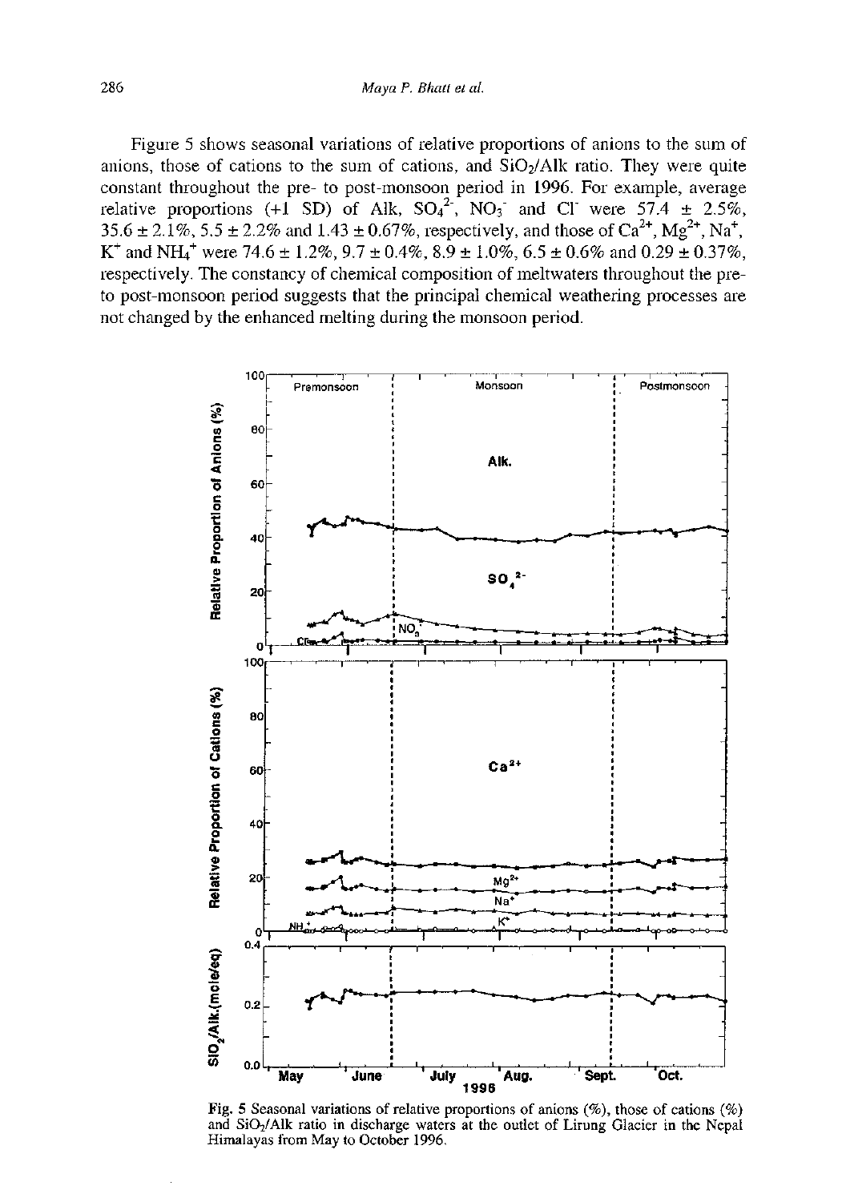Figure 5 shows seasonal variations of relative proportions of anions to the sum of anions, those of cations to the sum of cations, and $SiO_2$/Alk ratio. They were quite constant throughout the pre- to post-monsoon period in 1996. For example, average relative proportions (+1 SD) of Alk, $SO_4^{2-}$, $NO_3^-$ and $Cl^-$ were 57.4 ± 2.5%, 35.6 ± 2.1%, 5.5 ± 2.2% and 1.43 ± 0.67%, respectively, and those of $Ca^{2+}$, $Mg^{2+}$, $Na^+$, $K^+$ and $NH_4^+$ were 74.6 ± 1.2%, 9.7 ± 0.4%, 8.9 ± 1.0%, 6.5 ± 0.6% and 0.29 ± 0.37%, respectively. The constancy of chemical composition of meltwaters throughout the pre- to post-monsoon period suggests that the principal chemical weathering processes are not changed by the enhanced melting during the monsoon period.

Fig. 5 Seasonal variations of relative proportions of anions (%), those of cations (%) and $SiO_2$/Alk ratio in discharge waters at the outlet of Lirung Glacier in the Nepal Himalayas from May to October 1996.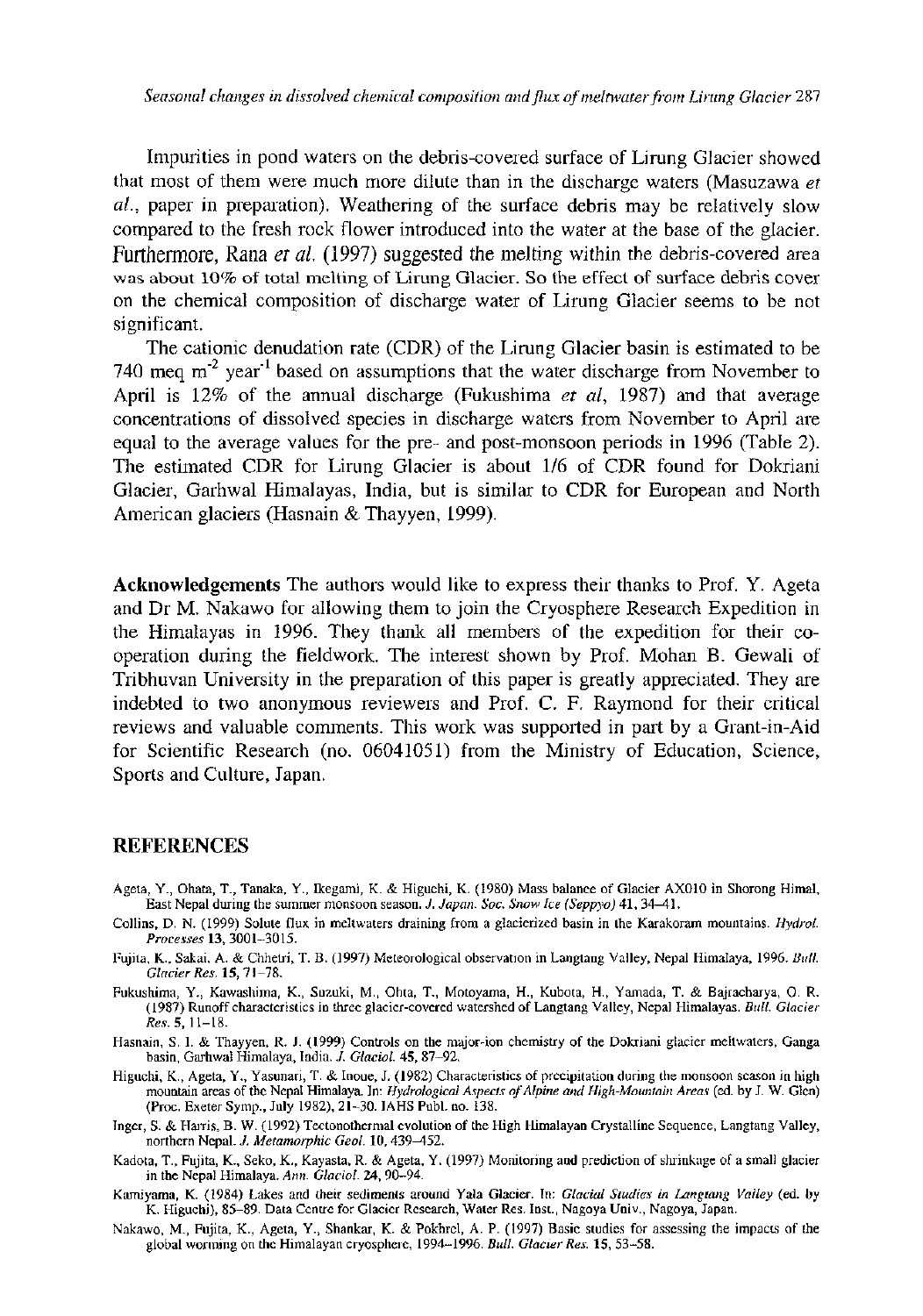Impurities in pond waters on the debris-covered surface of Lirung Glacier showed that most of them were much more dilute than in the discharge waters (Masuzawa *et al.*, paper in preparation). Weathering of the surface debris may be relatively slow compared to the fresh rock flower introduced into the water at the base of the glacier. Furthermore, Rana *et al.* (1997) suggested the melting within the debris-covered area was about 10% of total melting of Lirung Glacier. So the effect of surface debris cover on the chemical composition of discharge water of Lirung Glacier seems to be not significant.

The cationic denudation rate (CDR) of the Lirung Glacier basin is estimated to be 740 meq $m^{-2}$ $year^{-1}$ based on assumptions that the water discharge from November to April is 12% of the annual discharge (Fukushima *et al*, 1987) and that average concentrations of dissolved species in discharge waters from November to April are equal to the average values for the pre- and post-monsoon periods in 1996 (Table 2). The estimated CDR for Lirung Glacier is about 1/6 of CDR found for Dokriani Glacier, Garhwal Himalayas, India, but is similar to CDR for European and North American glaciers (Hasnain & Thayyen, 1999).

**Acknowledgements** The authors would like to express their thanks to Prof. Y. Ageta and Dr M. Nakawo for allowing them to join the Cryosphere Research Expedition in the Himalayas in 1996. They thank all members of the expedition for their co-operation during the fieldwork. The interest shown by Prof. Mohan B. Gewali of Tribhuvan University in the preparation of this paper is greatly appreciated. They are indebted to two anonymous reviewers and Prof. C. F. Raymond for their critical reviews and valuable comments. This work was supported in part by a Grant-in-Aid for Scientific Research (no. 06041051) from the Ministry of Education, Science, Sports and Culture, Japan.

## REFERENCES

Ageta, Y., Ohata, T., Tanaka, Y., Ikegami, K. & Higuchi, K. (1980) Mass balance of Glacier AX010 in Shorong Himal, East Nepal during the summer monsoon season. *J. Japan. Soc. Snow Ice (Seppyo)* **41**, 34–41.

Collins, D. N. (1999) Solute flux in meltwaters draining from a glacierized basin in the Karakoram mountains. *Hydrol. Processes* **13**, 3001–3015.

Fujita, K., Sakai, A. & Chhetri, T. B. (1997) Meteorological observation in Langtang Valley, Nepal Himalaya, 1996. *Bull. Glacier Res.* **15**, 71–78.

Fukushima, Y., Kawashima, K., Suzuki, M., Ohta, T., Motoyama, H., Kubota, H., Yamada, T. & Bajracharya, O. R. (1987) Runoff characteristics in three glacier-covered watershed of Langtang Valley, Nepal Himalayas. *Bull. Glacier Res.* **5**, 11–18.

Hasnain, S. I. & Thayyen, R. J. (1999) Controls on the major-ion chemistry of the Dokriani glacier meltwaters, Ganga basin, Garhwal Himalaya, India. *J. Glaciol.* **45**, 87–92.

Higuchi, K., Ageta, Y., Yasunari, T. & Inoue, J. (1982) Characteristics of precipitation during the monsoon season in high mountain areas of the Nepal Himalaya. In: *Hydrological Aspects of Alpine and High-Mountain Areas* (ed. by J. W. Glen) (Proc. Exeter Symp., July 1982), 21–30. IAHS Publ. no. 138.

Inger, S. & Harris, B. W. (1992) Tectonothermal evolution of the High Himalayan Crystalline Sequence, Langtang Valley, northern Nepal. *J. Metamorphic Geol.* **10**, 439–452.

Kadota, T., Fujita, K., Seko, K., Kayasta, R. & Ageta, Y. (1997) Monitoring and prediction of shrinkage of a small glacier in the Nepal Himalaya. *Ann. Glaciol.* **24**, 90–94.

Kamiyama, K. (1984) Lakes and their sediments around Yala Glacier. In: *Glacial Studies in Langtang Valley* (ed. by K. Higuchi), 85–89. Data Centre for Glacier Research, Water Res. Inst., Nagoya Univ., Nagoya, Japan.

Nakawo, M., Fujita, K., Ageta, Y., Shankar, K. & Pokhrel, A. P. (1997) Basic studies for assessing the impacts of the global worming on the Himalayan cryosphere, 1994–1996. *Bull. Glacier Res.* **15**, 53–58.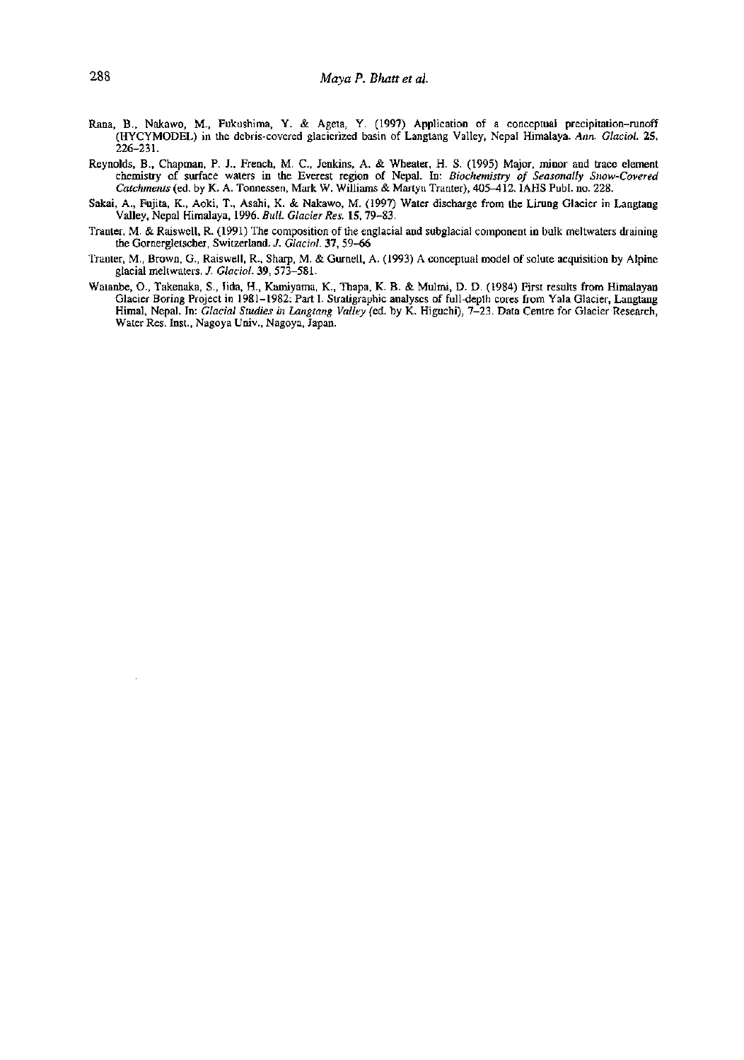Rana, B., Nakawo, M., Fukushima, Y. & Ageta, Y. (1997) Application of a conceptual precipitation–runoff (HYCYMODEL) in the debris-covered glacierized basin of Langtang Valley, Nepal Himalaya. *Ann. Glaciol.* **25**, 226–231.

Reynolds, B., Chapman, P. J., French, M. C., Jenkins, A. & Wheater, H. S. (1995) Major, minor and trace element chemistry of surface waters in the Everest region of Nepal. In: *Biochemistry of Seasonally Snow-Covered Catchments* (ed. by K. A. Tonnessen, Mark W. Williams & Martyn Tranter), 405–412. IAHS Publ. no. 228.

Sakai, A., Fujita, K., Aoki, T., Asahi, K. & Nakawo, M. (1997) Water discharge from the Lirung Glacier in Langtang Valley, Nepal Himalaya, 1996. *Bull. Glacier Res.* **15**, 79–83.

Tranter, M. & Raiswell, R. (1991) The composition of the englacial and subglacial component in bulk meltwaters draining the Gornergletscher, Switzerland. *J. Glaciol.* **37**, 59–66

Tranter, M., Brown, G., Raiswell, R., Sharp, M. & Gurnell, A. (1993) A conceptual model of solute acquisition by Alpine glacial meltwaters. *J. Glaciol.* **39**, 573–581.

Watanbe, O., Takenaka, S., Iida, H., Kamiyama, K., Thapa, K. B. & Mulmi, D. D. (1984) First results from Himalayan Glacier Boring Project in 1981–1982: Part I. Stratigraphic analyses of full-depth cores from Yala Glacier, Langtang Himal, Nepal. In: *Glacial Studies in Langtang Valley* (ed. by K. Higuchi), 7–23. Data Centre for Glacier Research, Water Res. Inst., Nagoya Univ., Nagoya, Japan.